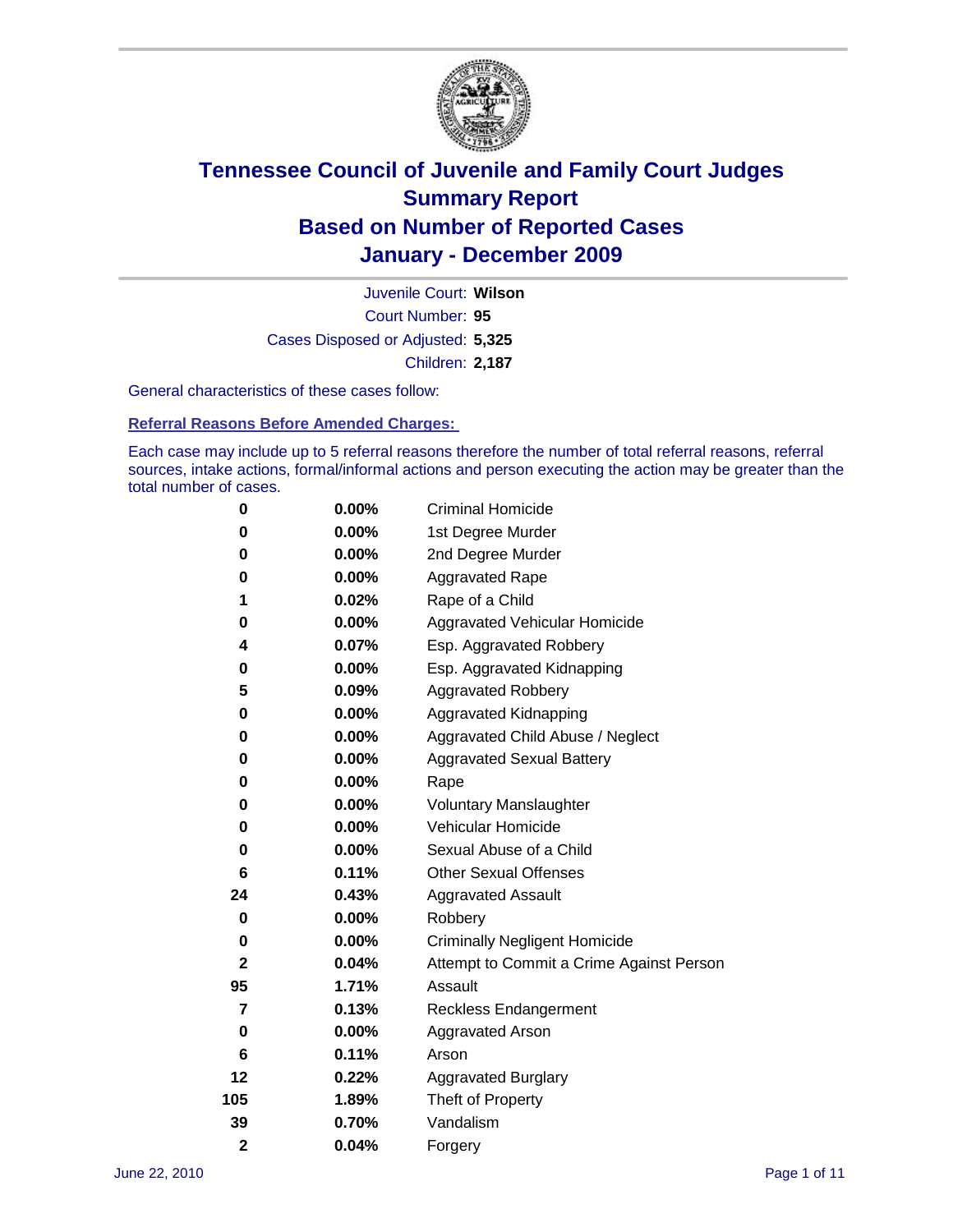# Tennessee Council of Juvenile and Family Court Judges
# Summary Report
# Based on Number of Reported Cases
# January - December 2009

Juvenile Court: **Wilson**

Court Number: **95**

Cases Disposed or Adjusted: **5,325**

Children: **2,187**

General characteristics of these cases follow:

## Referral Reasons Before Amended Charges:

Each case may include up to 5 referral reasons therefore the number of total referral reasons, referral sources, intake actions, formal/informal actions and person executing the action may be greater than the total number of cases.

| | | |
|---|---|---|
| 0 | 0.00% | Criminal Homicide |
| 0 | 0.00% | 1st Degree Murder |
| 0 | 0.00% | 2nd Degree Murder |
| 0 | 0.00% | Aggravated Rape |
| 1 | 0.02% | Rape of a Child |
| 0 | 0.00% | Aggravated Vehicular Homicide |
| 4 | 0.07% | Esp. Aggravated Robbery |
| 0 | 0.00% | Esp. Aggravated Kidnapping |
| 5 | 0.09% | Aggravated Robbery |
| 0 | 0.00% | Aggravated Kidnapping |
| 0 | 0.00% | Aggravated Child Abuse / Neglect |
| 0 | 0.00% | Aggravated Sexual Battery |
| 0 | 0.00% | Rape |
| 0 | 0.00% | Voluntary Manslaughter |
| 0 | 0.00% | Vehicular Homicide |
| 0 | 0.00% | Sexual Abuse of a Child |
| 6 | 0.11% | Other Sexual Offenses |
| 24 | 0.43% | Aggravated Assault |
| 0 | 0.00% | Robbery |
| 0 | 0.00% | Criminally Negligent Homicide |
| 2 | 0.04% | Attempt to Commit a Crime Against Person |
| 95 | 1.71% | Assault |
| 7 | 0.13% | Reckless Endangerment |
| 0 | 0.00% | Aggravated Arson |
| 6 | 0.11% | Arson |
| 12 | 0.22% | Aggravated Burglary |
| 105 | 1.89% | Theft of Property |
| 39 | 0.70% | Vandalism |
| 2 | 0.04% | Forgery |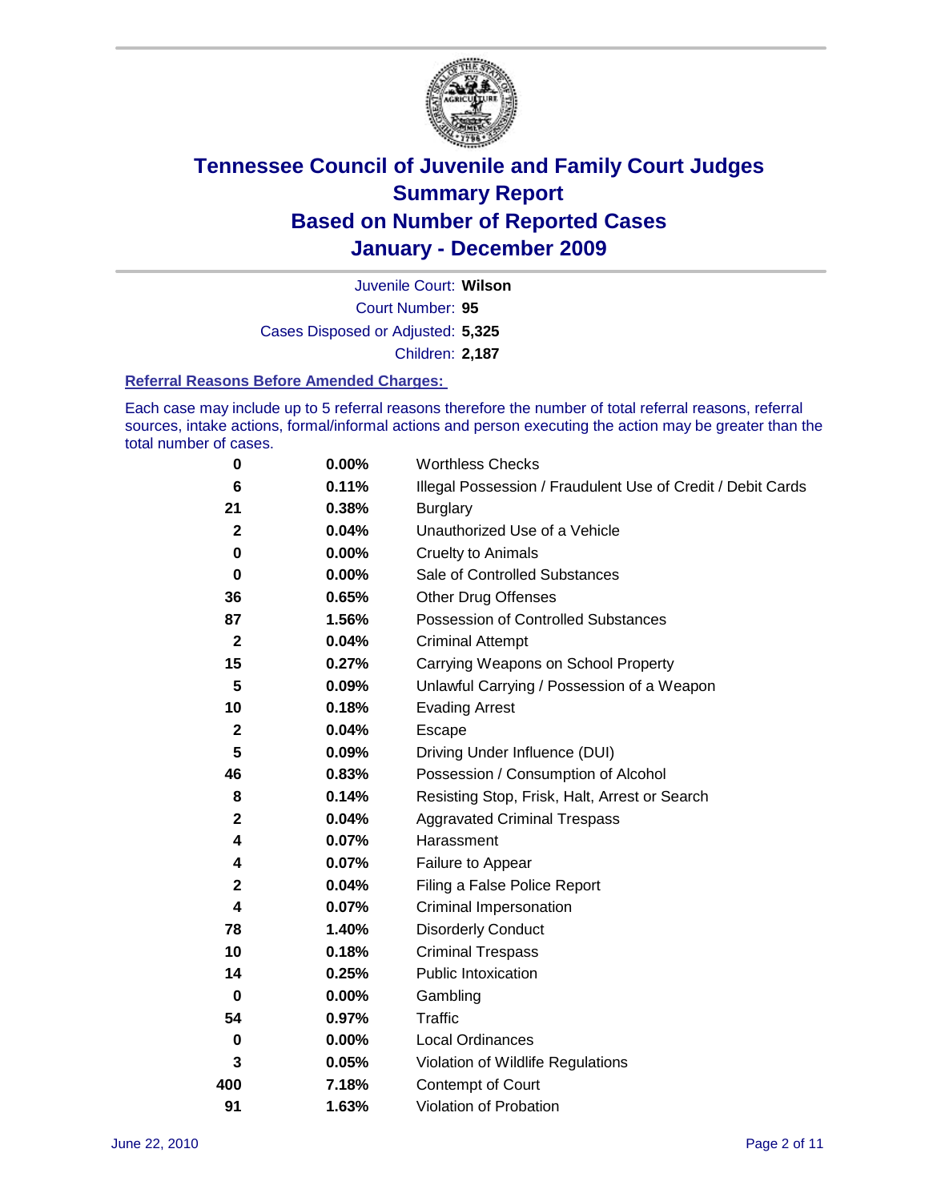# Tennessee Council of Juvenile and Family Court Judges
## Summary Report
## Based on Number of Reported Cases
## January - December 2009

Juvenile Court: **Wilson**

Court Number: **95**

Cases Disposed or Adjusted: **5,325**

Children: **2,187**

### Referral Reasons Before Amended Charges:

Each case may include up to 5 referral reasons therefore the number of total referral reasons, referral sources, intake actions, formal/informal actions and person executing the action may be greater than the total number of cases.

| Count | Percent | Referral Reason |
|---|---|---|
| **0** | **0.00%** | Worthless Checks |
| **6** | **0.11%** | Illegal Possession / Fraudulent Use of Credit / Debit Cards |
| **21** | **0.38%** | Burglary |
| **2** | **0.04%** | Unauthorized Use of a Vehicle |
| **0** | **0.00%** | Cruelty to Animals |
| **0** | **0.00%** | Sale of Controlled Substances |
| **36** | **0.65%** | Other Drug Offenses |
| **87** | **1.56%** | Possession of Controlled Substances |
| **2** | **0.04%** | Criminal Attempt |
| **15** | **0.27%** | Carrying Weapons on School Property |
| **5** | **0.09%** | Unlawful Carrying / Possession of a Weapon |
| **10** | **0.18%** | Evading Arrest |
| **2** | **0.04%** | Escape |
| **5** | **0.09%** | Driving Under Influence (DUI) |
| **46** | **0.83%** | Possession / Consumption of Alcohol |
| **8** | **0.14%** | Resisting Stop, Frisk, Halt, Arrest or Search |
| **2** | **0.04%** | Aggravated Criminal Trespass |
| **4** | **0.07%** | Harassment |
| **4** | **0.07%** | Failure to Appear |
| **2** | **0.04%** | Filing a False Police Report |
| **4** | **0.07%** | Criminal Impersonation |
| **78** | **1.40%** | Disorderly Conduct |
| **10** | **0.18%** | Criminal Trespass |
| **14** | **0.25%** | Public Intoxication |
| **0** | **0.00%** | Gambling |
| **54** | **0.97%** | Traffic |
| **0** | **0.00%** | Local Ordinances |
| **3** | **0.05%** | Violation of Wildlife Regulations |
| **400** | **7.18%** | Contempt of Court |
| **91** | **1.63%** | Violation of Probation |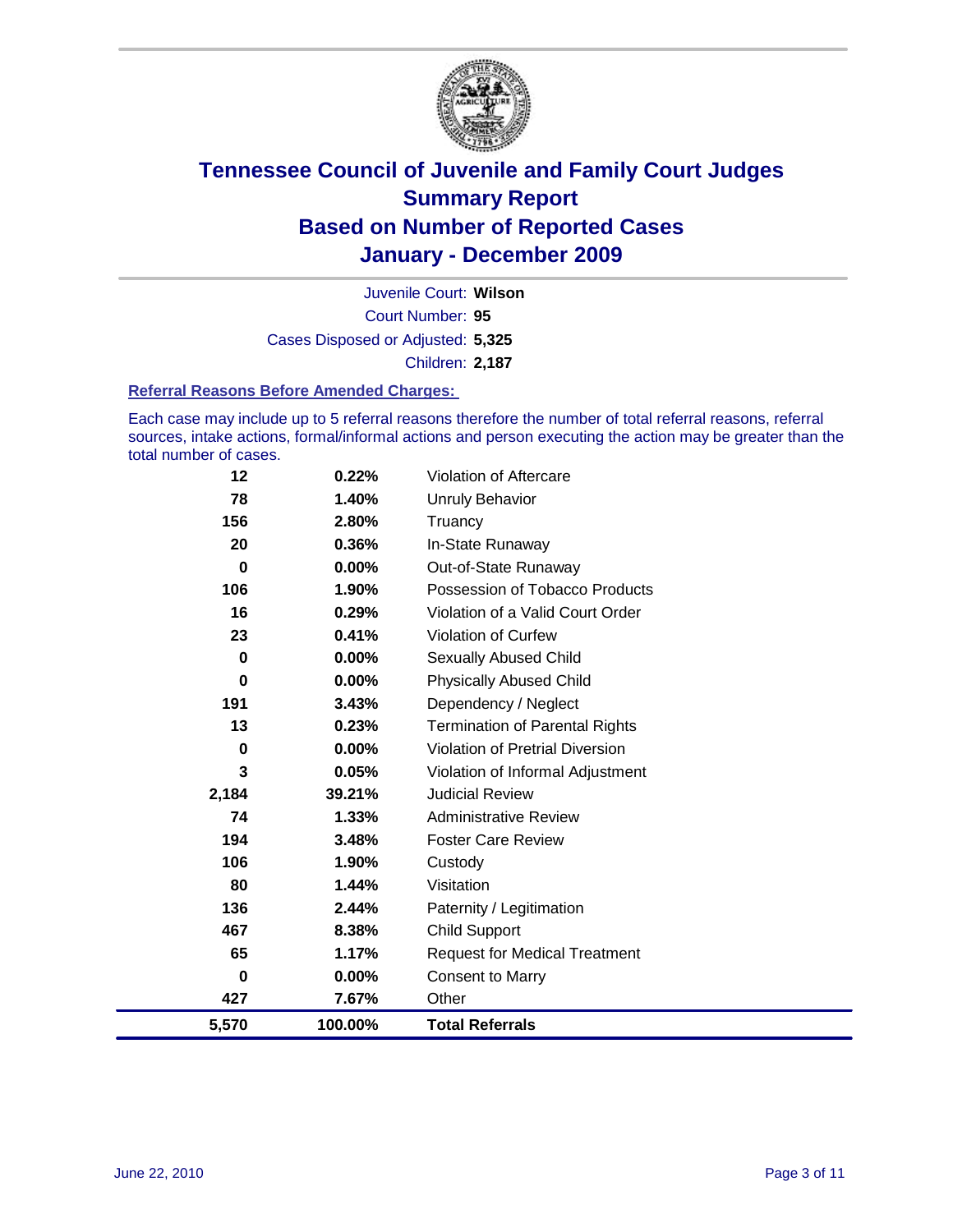# Tennessee Council of Juvenile and Family Court Judges
## Summary Report
## Based on Number of Reported Cases
## January - December 2009

Juvenile Court: **Wilson**

Court Number: **95**

Cases Disposed or Adjusted: **5,325**

Children: **2,187**

### Referral Reasons Before Amended Charges:

Each case may include up to 5 referral reasons therefore the number of total referral reasons, referral sources, intake actions, formal/informal actions and person executing the action may be greater than the total number of cases.

| Count | Percent | Referral Reason |
|---|---|---|
| 12 | 0.22% | Violation of Aftercare |
| 78 | 1.40% | Unruly Behavior |
| 156 | 2.80% | Truancy |
| 20 | 0.36% | In-State Runaway |
| 0 | 0.00% | Out-of-State Runaway |
| 106 | 1.90% | Possession of Tobacco Products |
| 16 | 0.29% | Violation of a Valid Court Order |
| 23 | 0.41% | Violation of Curfew |
| 0 | 0.00% | Sexually Abused Child |
| 0 | 0.00% | Physically Abused Child |
| 191 | 3.43% | Dependency / Neglect |
| 13 | 0.23% | Termination of Parental Rights |
| 0 | 0.00% | Violation of Pretrial Diversion |
| 3 | 0.05% | Violation of Informal Adjustment |
| 2,184 | 39.21% | Judicial Review |
| 74 | 1.33% | Administrative Review |
| 194 | 3.48% | Foster Care Review |
| 106 | 1.90% | Custody |
| 80 | 1.44% | Visitation |
| 136 | 2.44% | Paternity / Legitimation |
| 467 | 8.38% | Child Support |
| 65 | 1.17% | Request for Medical Treatment |
| 0 | 0.00% | Consent to Marry |
| 427 | 7.67% | Other |
| **5,570** | **100.00%** | **Total Referrals** |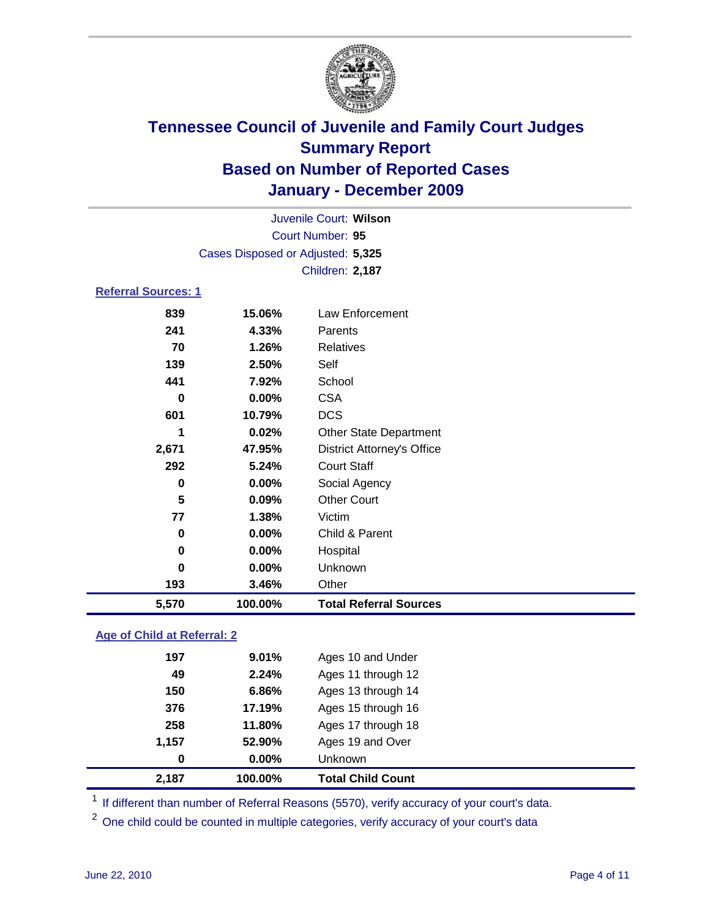# Tennessee Council of Juvenile and Family Court Judges
## Summary Report
## Based on Number of Reported Cases
## January - December 2009

Juvenile Court: **Wilson**
Court Number: **95**
Cases Disposed or Adjusted: **5,325**
Children: **2,187**

### Referral Sources: 1

| | | |
|---|---|---|
| 839 | 15.06% | Law Enforcement |
| 241 | 4.33% | Parents |
| 70 | 1.26% | Relatives |
| 139 | 2.50% | Self |
| 441 | 7.92% | School |
| 0 | 0.00% | CSA |
| 601 | 10.79% | DCS |
| 1 | 0.02% | Other State Department |
| 2,671 | 47.95% | District Attorney's Office |
| 292 | 5.24% | Court Staff |
| 0 | 0.00% | Social Agency |
| 5 | 0.09% | Other Court |
| 77 | 1.38% | Victim |
| 0 | 0.00% | Child & Parent |
| 0 | 0.00% | Hospital |
| 0 | 0.00% | Unknown |
| 193 | 3.46% | Other |
| **5,570** | **100.00%** | **Total Referral Sources** |

### Age of Child at Referral: 2

| | | |
|---|---|---|
| 197 | 9.01% | Ages 10 and Under |
| 49 | 2.24% | Ages 11 through 12 |
| 150 | 6.86% | Ages 13 through 14 |
| 376 | 17.19% | Ages 15 through 16 |
| 258 | 11.80% | Ages 17 through 18 |
| 1,157 | 52.90% | Ages 19 and Over |
| 0 | 0.00% | Unknown |
| **2,187** | **100.00%** | **Total Child Count** |

[1] If different than number of Referral Reasons (5570), verify accuracy of your court's data.

[2] One child could be counted in multiple categories, verify accuracy of your court's data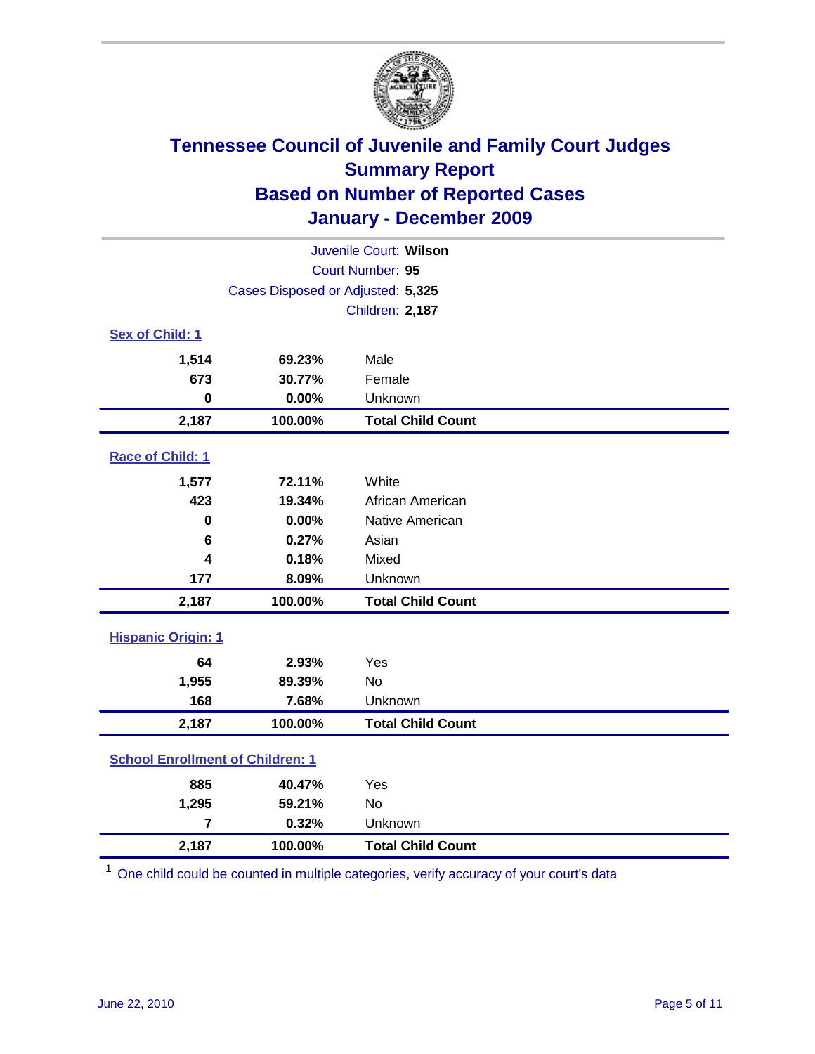# Tennessee Council of Juvenile and Family Court Judges
## Summary Report
## Based on Number of Reported Cases
## January - December 2009

Juvenile Court: **Wilson**

Court Number: **95**

Cases Disposed or Adjusted: **5,325**

Children: **2,187**

### Sex of Child: 1

| Count | Percent | Category |
|---|---|---|
| 1,514 | 69.23% | Male |
| 673 | 30.77% | Female |
| 0 | 0.00% | Unknown |
| **2,187** | **100.00%** | **Total Child Count** |

### Race of Child: 1

| Count | Percent | Category |
|---|---|---|
| 1,577 | 72.11% | White |
| 423 | 19.34% | African American |
| 0 | 0.00% | Native American |
| 6 | 0.27% | Asian |
| 4 | 0.18% | Mixed |
| 177 | 8.09% | Unknown |
| **2,187** | **100.00%** | **Total Child Count** |

### Hispanic Origin: 1

| Count | Percent | Category |
|---|---|---|
| 64 | 2.93% | Yes |
| 1,955 | 89.39% | No |
| 168 | 7.68% | Unknown |
| **2,187** | **100.00%** | **Total Child Count** |

### School Enrollment of Children: 1

| Count | Percent | Category |
|---|---|---|
| 885 | 40.47% | Yes |
| 1,295 | 59.21% | No |
| 7 | 0.32% | Unknown |
| **2,187** | **100.00%** | **Total Child Count** |

[1] One child could be counted in multiple categories, verify accuracy of your court's data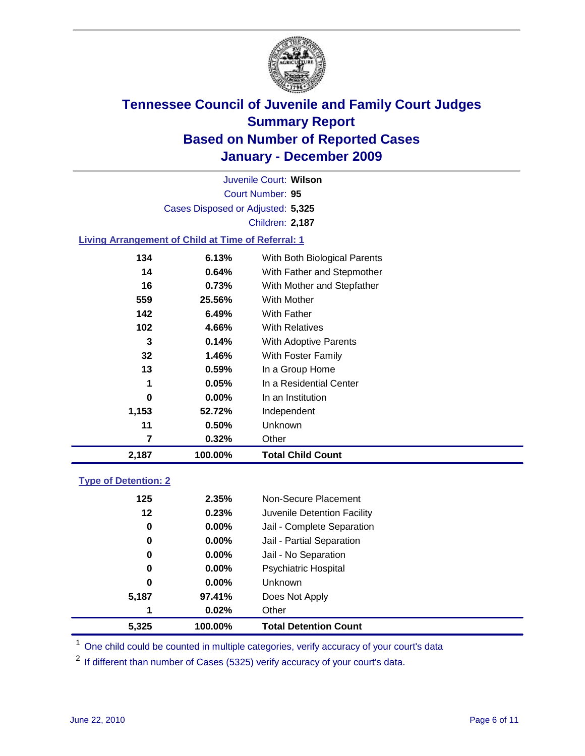# Tennessee Council of Juvenile and Family Court Judges
## Summary Report
## Based on Number of Reported Cases
## January - December 2009

Juvenile Court: **Wilson**

Court Number: **95**

Cases Disposed or Adjusted: **5,325**

Children: **2,187**

### Living Arrangement of Child at Time of Referral: 1

| | | |
|---|---|---|
| 134 | 6.13% | With Both Biological Parents |
| 14 | 0.64% | With Father and Stepmother |
| 16 | 0.73% | With Mother and Stepfather |
| 559 | 25.56% | With Mother |
| 142 | 6.49% | With Father |
| 102 | 4.66% | With Relatives |
| 3 | 0.14% | With Adoptive Parents |
| 32 | 1.46% | With Foster Family |
| 13 | 0.59% | In a Group Home |
| 1 | 0.05% | In a Residential Center |
| 0 | 0.00% | In an Institution |
| 1,153 | 52.72% | Independent |
| 11 | 0.50% | Unknown |
| 7 | 0.32% | Other |
| **2,187** | **100.00%** | **Total Child Count** |

### Type of Detention: 2

| | | |
|---|---|---|
| 125 | 2.35% | Non-Secure Placement |
| 12 | 0.23% | Juvenile Detention Facility |
| 0 | 0.00% | Jail - Complete Separation |
| 0 | 0.00% | Jail - Partial Separation |
| 0 | 0.00% | Jail - No Separation |
| 0 | 0.00% | Psychiatric Hospital |
| 0 | 0.00% | Unknown |
| 5,187 | 97.41% | Does Not Apply |
| 1 | 0.02% | Other |
| **5,325** | **100.00%** | **Total Detention Count** |

[1] One child could be counted in multiple categories, verify accuracy of your court's data

[2] If different than number of Cases (5325) verify accuracy of your court's data.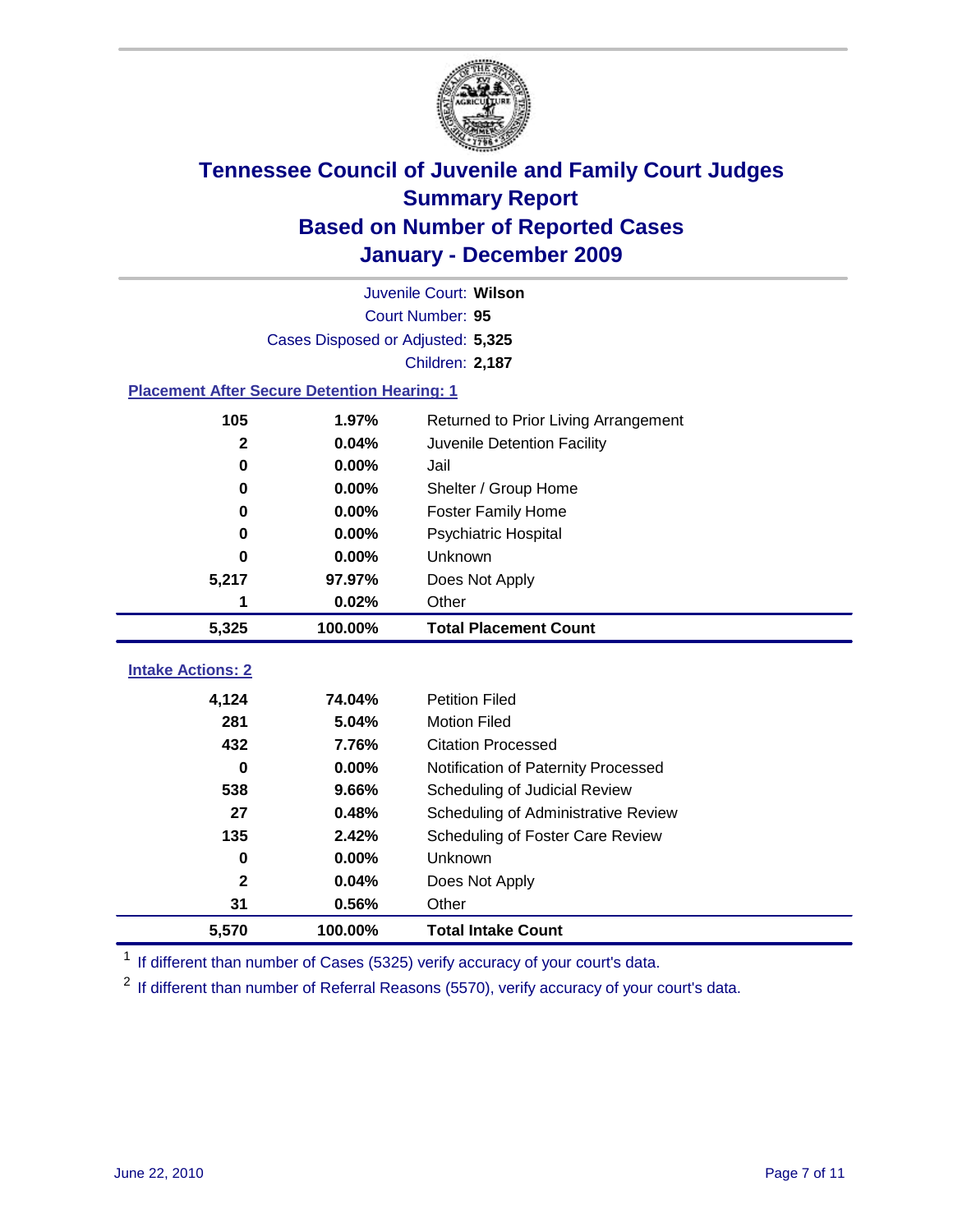# Tennessee Council of Juvenile and Family Court Judges
## Summary Report
## Based on Number of Reported Cases
## January - December 2009

Juvenile Court: **Wilson**
Court Number: **95**
Cases Disposed or Adjusted: **5,325**
Children: **2,187**

### Placement After Secure Detention Hearing: 1

| | | |
|---|---|---|
| 105 | 1.97% | Returned to Prior Living Arrangement |
| 2 | 0.04% | Juvenile Detention Facility |
| 0 | 0.00% | Jail |
| 0 | 0.00% | Shelter / Group Home |
| 0 | 0.00% | Foster Family Home |
| 0 | 0.00% | Psychiatric Hospital |
| 0 | 0.00% | Unknown |
| 5,217 | 97.97% | Does Not Apply |
| 1 | 0.02% | Other |
| **5,325** | **100.00%** | **Total Placement Count** |

### Intake Actions: 2

| | | |
|---|---|---|
| 4,124 | 74.04% | Petition Filed |
| 281 | 5.04% | Motion Filed |
| 432 | 7.76% | Citation Processed |
| 0 | 0.00% | Notification of Paternity Processed |
| 538 | 9.66% | Scheduling of Judicial Review |
| 27 | 0.48% | Scheduling of Administrative Review |
| 135 | 2.42% | Scheduling of Foster Care Review |
| 0 | 0.00% | Unknown |
| 2 | 0.04% | Does Not Apply |
| 31 | 0.56% | Other |
| **5,570** | **100.00%** | **Total Intake Count** |

[1] If different than number of Cases (5325) verify accuracy of your court's data.

[2] If different than number of Referral Reasons (5570), verify accuracy of your court's data.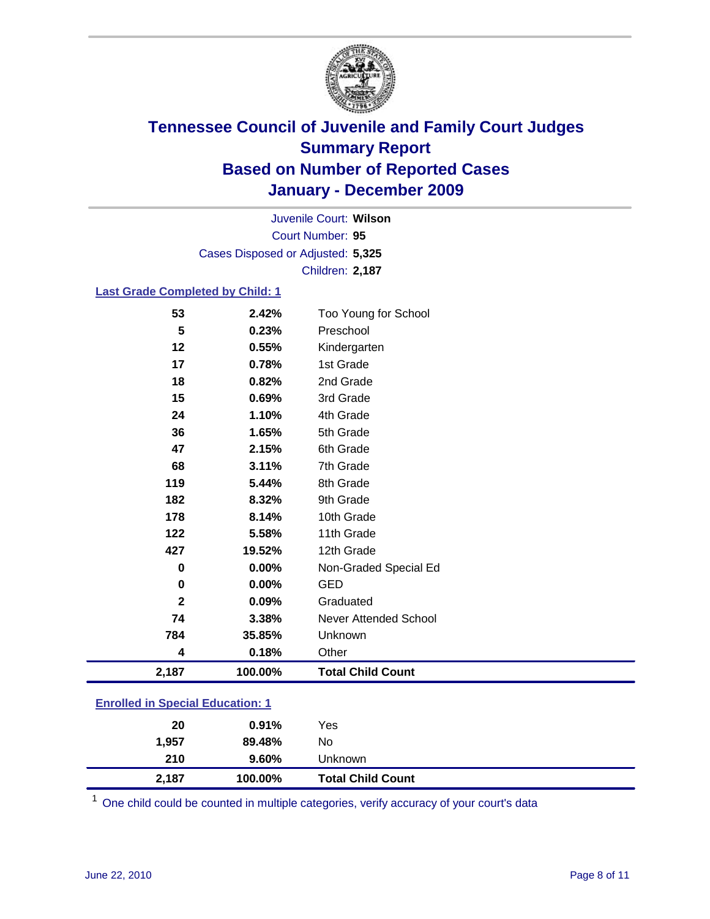# Tennessee Council of Juvenile and Family Court Judges
## Summary Report
## Based on Number of Reported Cases
## January - December 2009

Juvenile Court: **Wilson**
Court Number: **95**
Cases Disposed or Adjusted: **5,325**
Children: **2,187**

### Last Grade Completed by Child: 1

| Count | Percent | Category |
|---|---|---|
| 53 | 2.42% | Too Young for School |
| 5 | 0.23% | Preschool |
| 12 | 0.55% | Kindergarten |
| 17 | 0.78% | 1st Grade |
| 18 | 0.82% | 2nd Grade |
| 15 | 0.69% | 3rd Grade |
| 24 | 1.10% | 4th Grade |
| 36 | 1.65% | 5th Grade |
| 47 | 2.15% | 6th Grade |
| 68 | 3.11% | 7th Grade |
| 119 | 5.44% | 8th Grade |
| 182 | 8.32% | 9th Grade |
| 178 | 8.14% | 10th Grade |
| 122 | 5.58% | 11th Grade |
| 427 | 19.52% | 12th Grade |
| 0 | 0.00% | Non-Graded Special Ed |
| 0 | 0.00% | GED |
| 2 | 0.09% | Graduated |
| 74 | 3.38% | Never Attended School |
| 784 | 35.85% | Unknown |
| 4 | 0.18% | Other |
| **2,187** | **100.00%** | **Total Child Count** |

### Enrolled in Special Education: 1

| Count | Percent | Category |
|---|---|---|
| 20 | 0.91% | Yes |
| 1,957 | 89.48% | No |
| 210 | 9.60% | Unknown |
| **2,187** | **100.00%** | **Total Child Count** |

[1] One child could be counted in multiple categories, verify accuracy of your court's data

June 22, 2010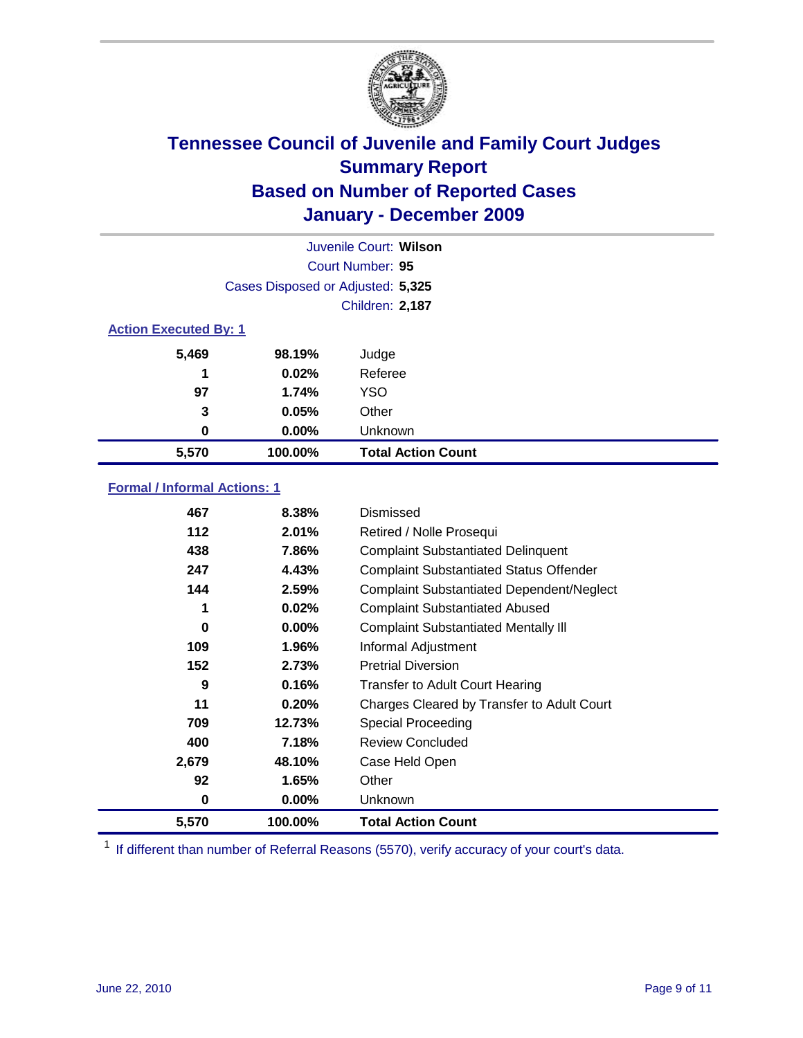# Tennessee Council of Juvenile and Family Court Judges
## Summary Report
## Based on Number of Reported Cases
## January - December 2009

Juvenile Court: **Wilson**

Court Number: **95**

Cases Disposed or Adjusted: **5,325**

Children: **2,187**

### Action Executed By: 1

| | | |
|---|---|---|
| 5,469 | 98.19% | Judge |
| 1 | 0.02% | Referee |
| 97 | 1.74% | YSO |
| 3 | 0.05% | Other |
| 0 | 0.00% | Unknown |
| **5,570** | **100.00%** | **Total Action Count** |

### Formal / Informal Actions: 1

| | | |
|---|---|---|
| 467 | 8.38% | Dismissed |
| 112 | 2.01% | Retired / Nolle Prosequi |
| 438 | 7.86% | Complaint Substantiated Delinquent |
| 247 | 4.43% | Complaint Substantiated Status Offender |
| 144 | 2.59% | Complaint Substantiated Dependent/Neglect |
| 1 | 0.02% | Complaint Substantiated Abused |
| 0 | 0.00% | Complaint Substantiated Mentally Ill |
| 109 | 1.96% | Informal Adjustment |
| 152 | 2.73% | Pretrial Diversion |
| 9 | 0.16% | Transfer to Adult Court Hearing |
| 11 | 0.20% | Charges Cleared by Transfer to Adult Court |
| 709 | 12.73% | Special Proceeding |
| 400 | 7.18% | Review Concluded |
| 2,679 | 48.10% | Case Held Open |
| 92 | 1.65% | Other |
| 0 | 0.00% | Unknown |
| **5,570** | **100.00%** | **Total Action Count** |

[1] If different than number of Referral Reasons (5570), verify accuracy of your court's data.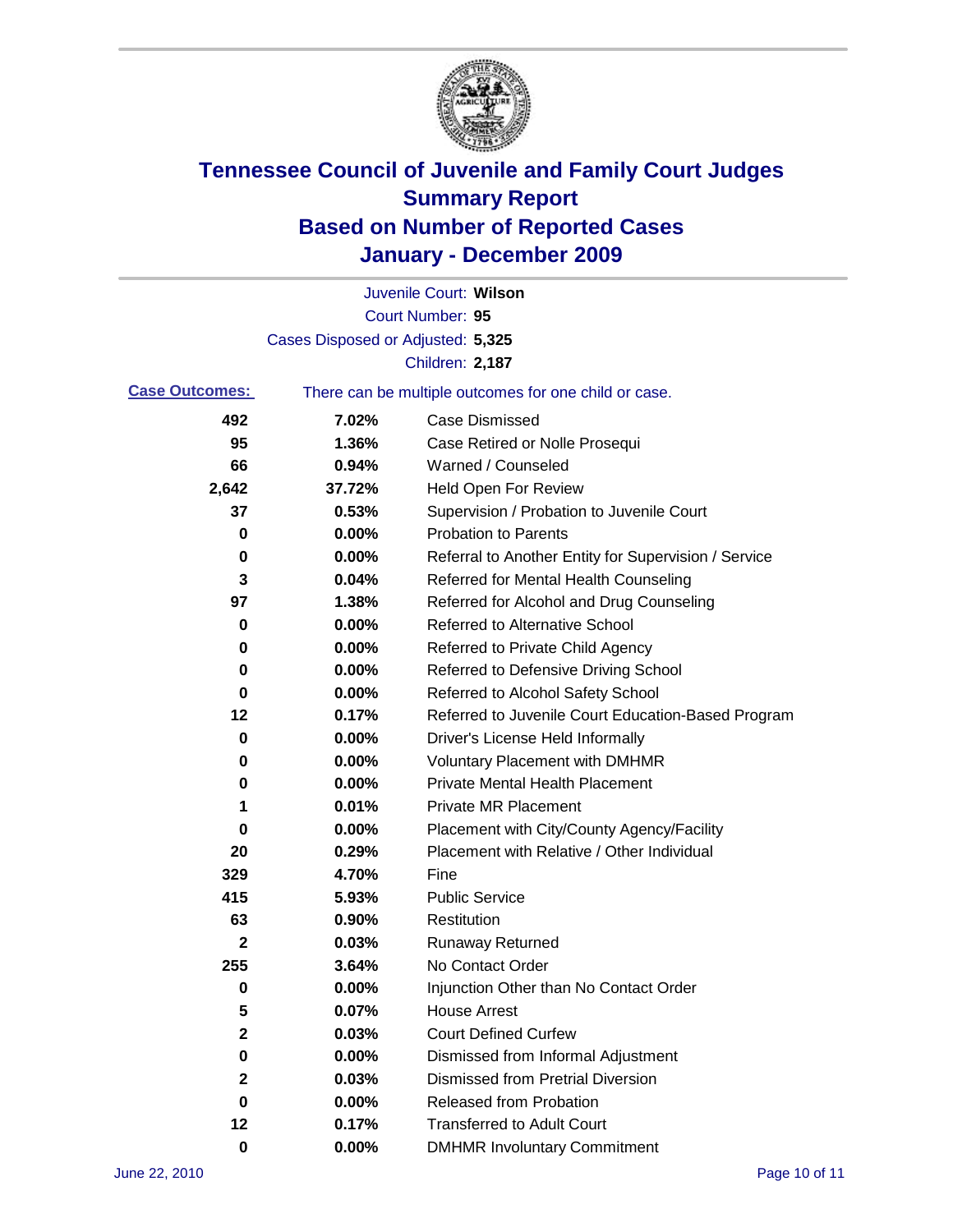# Tennessee Council of Juvenile and Family Court Judges
## Summary Report
## Based on Number of Reported Cases
## January - December 2009

Juvenile Court: **Wilson**

Court Number: **95**

Cases Disposed or Adjusted: **5,325**

Children: **2,187**

**Case Outcomes:** There can be multiple outcomes for one child or case.

| Count | Percent | Outcome |
|---|---|---|
| 492 | 7.02% | Case Dismissed |
| 95 | 1.36% | Case Retired or Nolle Prosequi |
| 66 | 0.94% | Warned / Counseled |
| 2,642 | 37.72% | Held Open For Review |
| 37 | 0.53% | Supervision / Probation to Juvenile Court |
| 0 | 0.00% | Probation to Parents |
| 0 | 0.00% | Referral to Another Entity for Supervision / Service |
| 3 | 0.04% | Referred for Mental Health Counseling |
| 97 | 1.38% | Referred for Alcohol and Drug Counseling |
| 0 | 0.00% | Referred to Alternative School |
| 0 | 0.00% | Referred to Private Child Agency |
| 0 | 0.00% | Referred to Defensive Driving School |
| 0 | 0.00% | Referred to Alcohol Safety School |
| 12 | 0.17% | Referred to Juvenile Court Education-Based Program |
| 0 | 0.00% | Driver's License Held Informally |
| 0 | 0.00% | Voluntary Placement with DMHMR |
| 0 | 0.00% | Private Mental Health Placement |
| 1 | 0.01% | Private MR Placement |
| 0 | 0.00% | Placement with City/County Agency/Facility |
| 20 | 0.29% | Placement with Relative / Other Individual |
| 329 | 4.70% | Fine |
| 415 | 5.93% | Public Service |
| 63 | 0.90% | Restitution |
| 2 | 0.03% | Runaway Returned |
| 255 | 3.64% | No Contact Order |
| 0 | 0.00% | Injunction Other than No Contact Order |
| 5 | 0.07% | House Arrest |
| 2 | 0.03% | Court Defined Curfew |
| 0 | 0.00% | Dismissed from Informal Adjustment |
| 2 | 0.03% | Dismissed from Pretrial Diversion |
| 0 | 0.00% | Released from Probation |
| 12 | 0.17% | Transferred to Adult Court |
| 0 | 0.00% | DMHMR Involuntary Commitment |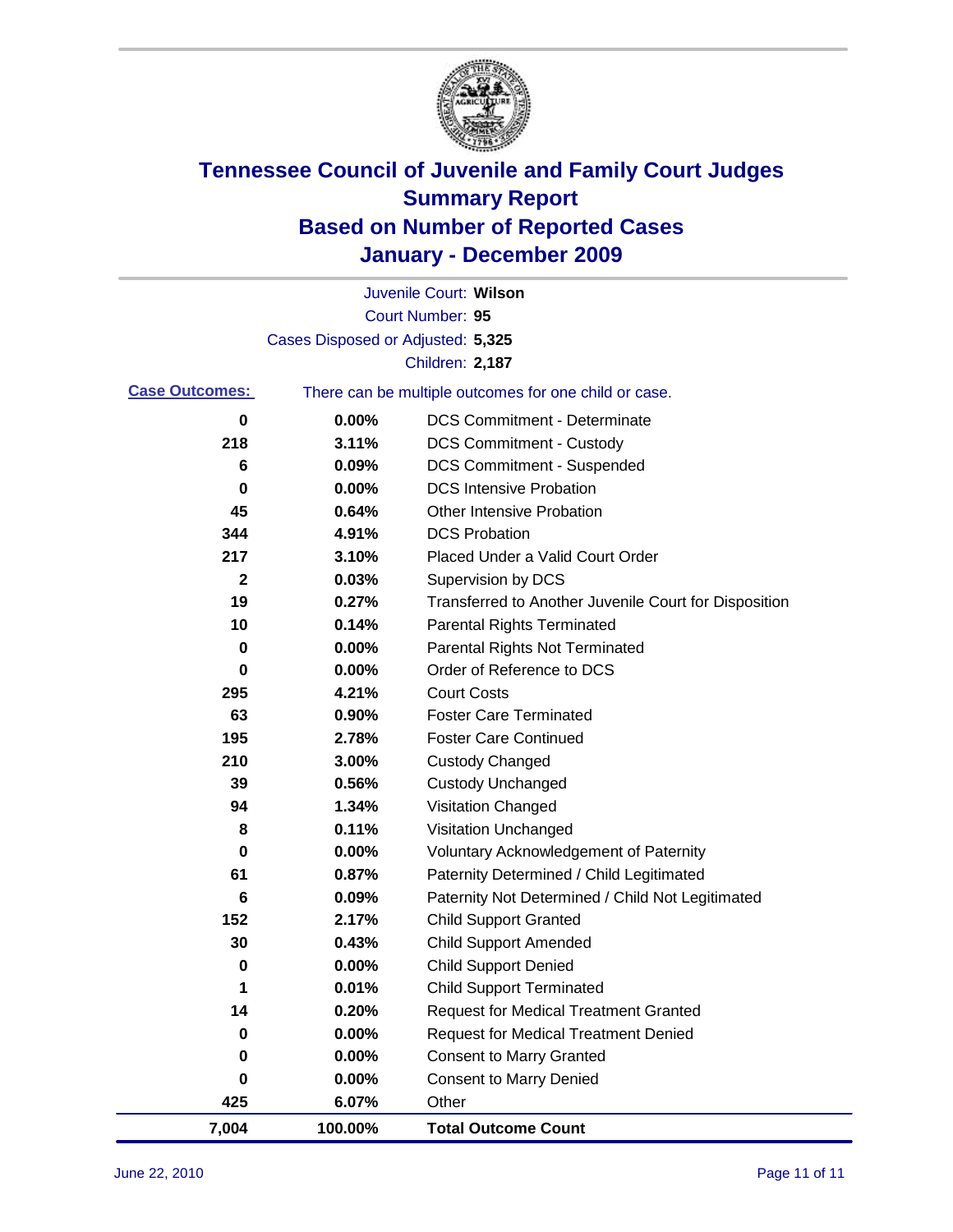# Tennessee Council of Juvenile and Family Court Judges
## Summary Report
## Based on Number of Reported Cases
## January - December 2009

Juvenile Court: **Wilson**

Court Number: **95**

Cases Disposed or Adjusted: **5,325**

Children: **2,187**

**Case Outcomes:** There can be multiple outcomes for one child or case.

| | | |
|---|---|---|
| 0 | 0.00% | DCS Commitment - Determinate |
| 218 | 3.11% | DCS Commitment - Custody |
| 6 | 0.09% | DCS Commitment - Suspended |
| 0 | 0.00% | DCS Intensive Probation |
| 45 | 0.64% | Other Intensive Probation |
| 344 | 4.91% | DCS Probation |
| 217 | 3.10% | Placed Under a Valid Court Order |
| 2 | 0.03% | Supervision by DCS |
| 19 | 0.27% | Transferred to Another Juvenile Court for Disposition |
| 10 | 0.14% | Parental Rights Terminated |
| 0 | 0.00% | Parental Rights Not Terminated |
| 0 | 0.00% | Order of Reference to DCS |
| 295 | 4.21% | Court Costs |
| 63 | 0.90% | Foster Care Terminated |
| 195 | 2.78% | Foster Care Continued |
| 210 | 3.00% | Custody Changed |
| 39 | 0.56% | Custody Unchanged |
| 94 | 1.34% | Visitation Changed |
| 8 | 0.11% | Visitation Unchanged |
| 0 | 0.00% | Voluntary Acknowledgement of Paternity |
| 61 | 0.87% | Paternity Determined / Child Legitimated |
| 6 | 0.09% | Paternity Not Determined / Child Not Legitimated |
| 152 | 2.17% | Child Support Granted |
| 30 | 0.43% | Child Support Amended |
| 0 | 0.00% | Child Support Denied |
| 1 | 0.01% | Child Support Terminated |
| 14 | 0.20% | Request for Medical Treatment Granted |
| 0 | 0.00% | Request for Medical Treatment Denied |
| 0 | 0.00% | Consent to Marry Granted |
| 0 | 0.00% | Consent to Marry Denied |
| 425 | 6.07% | Other |
| **7,004** | **100.00%** | **Total Outcome Count** |

June 22, 2010